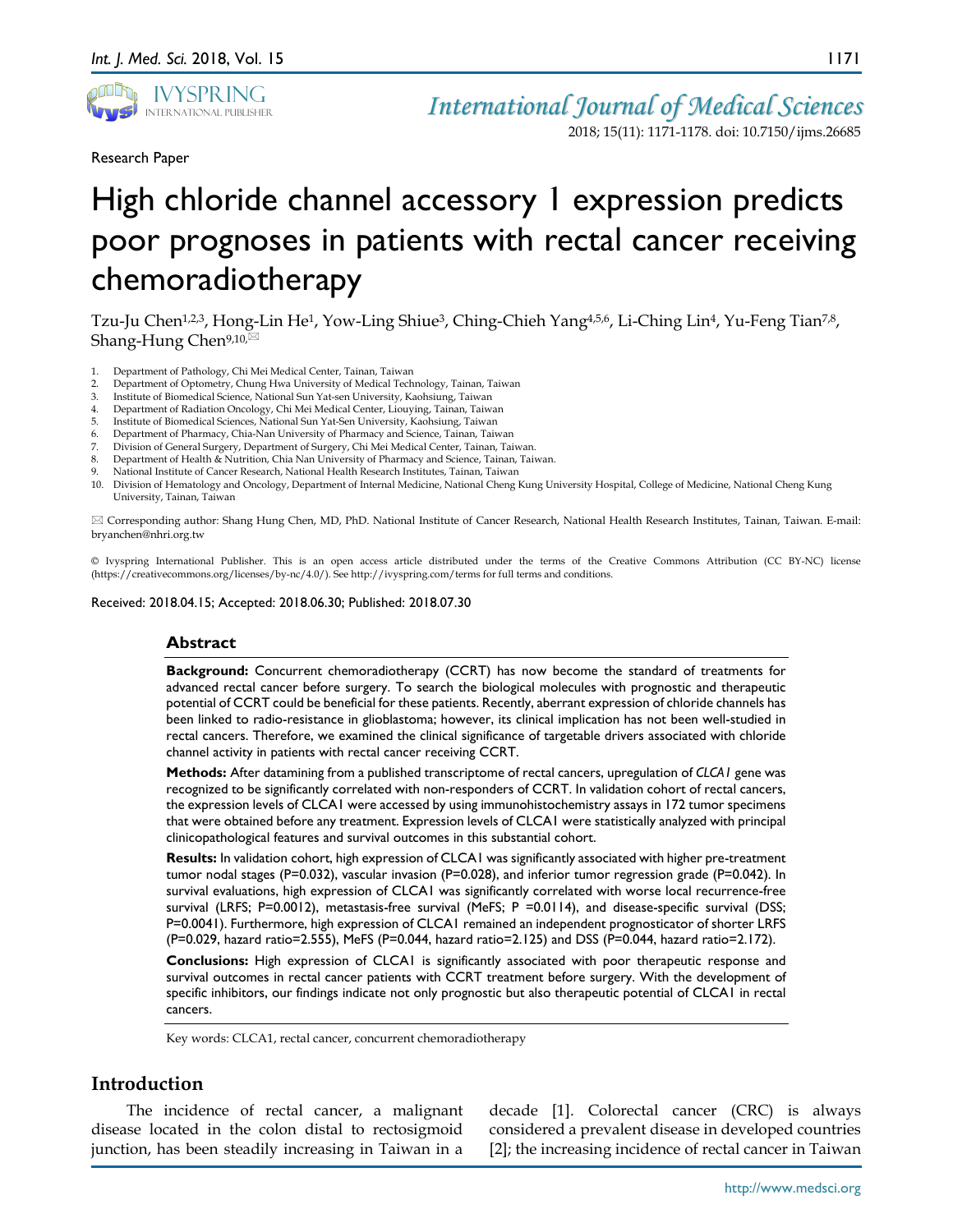Research Paper

# High chloride channel accessory 1 expression predicts poor prognoses in patients with rectal cancer receiving chemoradiotherapy

Tzu-Ju Chen[1,2,3], Hong-Lin He[1], Yow-Ling Shiue[3], Ching-Chieh Yang[4,5,6], Li-Ching Lin[4], Yu-Feng Tian[7,8], Shang-Hung Chen[9,10]✉

1. Department of Pathology, Chi Mei Medical Center, Tainan, Taiwan
2. Department of Optometry, Chung Hwa University of Medical Technology, Tainan, Taiwan
3. Institute of Biomedical Science, National Sun Yat-sen University, Kaohsiung, Taiwan
4. Department of Radiation Oncology, Chi Mei Medical Center, Liouying, Tainan, Taiwan
5. Institute of Biomedical Sciences, National Sun Yat-Sen University, Kaohsiung, Taiwan
6. Department of Pharmacy, Chia-Nan University of Pharmacy and Science, Tainan, Taiwan
7. Division of General Surgery, Department of Surgery, Chi Mei Medical Center, Tainan, Taiwan.
8. Department of Health & Nutrition, Chia Nan University of Pharmacy and Science, Tainan, Taiwan.
9. National Institute of Cancer Research, National Health Research Institutes, Tainan, Taiwan
10. Division of Hematology and Oncology, Department of Internal Medicine, National Cheng Kung University Hospital, College of Medicine, National Cheng Kung University, Tainan, Taiwan

✉ Corresponding author: Shang Hung Chen, MD, PhD. National Institute of Cancer Research, National Health Research Institutes, Tainan, Taiwan. E-mail: bryanchen@nhri.org.tw

© Ivyspring International Publisher. This is an open access article distributed under the terms of the Creative Commons Attribution (CC BY-NC) license (https://creativecommons.org/licenses/by-nc/4.0/). See http://ivyspring.com/terms for full terms and conditions.

Received: 2018.04.15; Accepted: 2018.06.30; Published: 2018.07.30

## Abstract

**Background:** Concurrent chemoradiotherapy (CCRT) has now become the standard of treatments for advanced rectal cancer before surgery. To search the biological molecules with prognostic and therapeutic potential of CCRT could be beneficial for these patients. Recently, aberrant expression of chloride channels has been linked to radio-resistance in glioblastoma; however, its clinical implication has not been well-studied in rectal cancers. Therefore, we examined the clinical significance of targetable drivers associated with chloride channel activity in patients with rectal cancer receiving CCRT.

**Methods:** After datamining from a published transcriptome of rectal cancers, upregulation of *CLCA1* gene was recognized to be significantly correlated with non-responders of CCRT. In validation cohort of rectal cancers, the expression levels of CLCA1 were accessed by using immunohistochemistry assays in 172 tumor specimens that were obtained before any treatment. Expression levels of CLCA1 were statistically analyzed with principal clinicopathological features and survival outcomes in this substantial cohort.

**Results:** In validation cohort, high expression of CLCA1 was significantly associated with higher pre-treatment tumor nodal stages (P=0.032), vascular invasion (P=0.028), and inferior tumor regression grade (P=0.042). In survival evaluations, high expression of CLCA1 was significantly correlated with worse local recurrence-free survival (LRFS; P=0.0012), metastasis-free survival (MeFS; P =0.0114), and disease-specific survival (DSS; P=0.0041). Furthermore, high expression of CLCA1 remained an independent prognosticator of shorter LRFS (P=0.029, hazard ratio=2.555), MeFS (P=0.044, hazard ratio=2.125) and DSS (P=0.044, hazard ratio=2.172).

**Conclusions:** High expression of CLCA1 is significantly associated with poor therapeutic response and survival outcomes in rectal cancer patients with CCRT treatment before surgery. With the development of specific inhibitors, our findings indicate not only prognostic but also therapeutic potential of CLCA1 in rectal cancers.

Key words: CLCA1, rectal cancer, concurrent chemoradiotherapy

## Introduction

The incidence of rectal cancer, a malignant disease located in the colon distal to rectosigmoid junction, has been steadily increasing in Taiwan in a decade [1]. Colorectal cancer (CRC) is always considered a prevalent disease in developed countries [2]; the increasing incidence of rectal cancer in Taiwan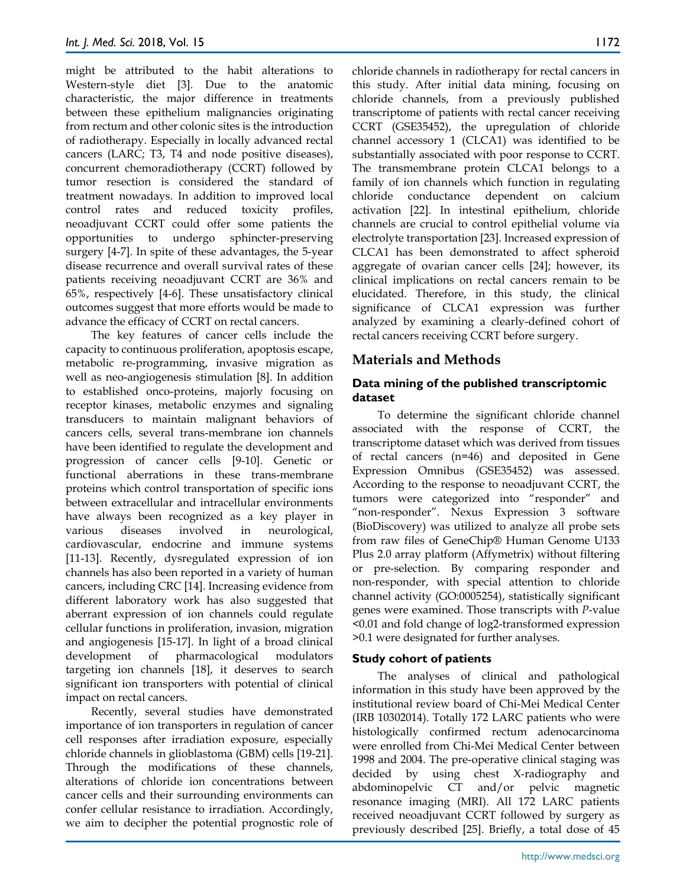might be attributed to the habit alterations to Western-style diet [3]. Due to the anatomic characteristic, the major difference in treatments between these epithelium malignancies originating from rectum and other colonic sites is the introduction of radiotherapy. Especially in locally advanced rectal cancers (LARC; T3, T4 and node positive diseases), concurrent chemoradiotherapy (CCRT) followed by tumor resection is considered the standard of treatment nowadays. In addition to improved local control rates and reduced toxicity profiles, neoadjuvant CCRT could offer some patients the opportunities to undergo sphincter-preserving surgery [4-7]. In spite of these advantages, the 5-year disease recurrence and overall survival rates of these patients receiving neoadjuvant CCRT are 36% and 65%, respectively [4-6]. These unsatisfactory clinical outcomes suggest that more efforts would be made to advance the efficacy of CCRT on rectal cancers.

The key features of cancer cells include the capacity to continuous proliferation, apoptosis escape, metabolic re-programming, invasive migration as well as neo-angiogenesis stimulation [8]. In addition to established onco-proteins, majorly focusing on receptor kinases, metabolic enzymes and signaling transducers to maintain malignant behaviors of cancers cells, several trans-membrane ion channels have been identified to regulate the development and progression of cancer cells [9-10]. Genetic or functional aberrations in these trans-membrane proteins which control transportation of specific ions between extracellular and intracellular environments have always been recognized as a key player in various diseases involved in neurological, cardiovascular, endocrine and immune systems [11-13]. Recently, dysregulated expression of ion channels has also been reported in a variety of human cancers, including CRC [14]. Increasing evidence from different laboratory work has also suggested that aberrant expression of ion channels could regulate cellular functions in proliferation, invasion, migration and angiogenesis [15-17]. In light of a broad clinical development of pharmacological modulators targeting ion channels [18], it deserves to search significant ion transporters with potential of clinical impact on rectal cancers.

Recently, several studies have demonstrated importance of ion transporters in regulation of cancer cell responses after irradiation exposure, especially chloride channels in glioblastoma (GBM) cells [19-21]. Through the modifications of these channels, alterations of chloride ion concentrations between cancer cells and their surrounding environments can confer cellular resistance to irradiation. Accordingly, we aim to decipher the potential prognostic role of chloride channels in radiotherapy for rectal cancers in this study. After initial data mining, focusing on chloride channels, from a previously published transcriptome of patients with rectal cancer receiving CCRT (GSE35452), the upregulation of chloride channel accessory 1 (CLCA1) was identified to be substantially associated with poor response to CCRT. The transmembrane protein CLCA1 belongs to a family of ion channels which function in regulating chloride conductance dependent on calcium activation [22]. In intestinal epithelium, chloride channels are crucial to control epithelial volume via electrolyte transportation [23]. Increased expression of CLCA1 has been demonstrated to affect spheroid aggregate of ovarian cancer cells [24]; however, its clinical implications on rectal cancers remain to be elucidated. Therefore, in this study, the clinical significance of CLCA1 expression was further analyzed by examining a clearly-defined cohort of rectal cancers receiving CCRT before surgery.

## Materials and Methods

### Data mining of the published transcriptomic dataset

To determine the significant chloride channel associated with the response of CCRT, the transcriptome dataset which was derived from tissues of rectal cancers (n=46) and deposited in Gene Expression Omnibus (GSE35452) was assessed. According to the response to neoadjuvant CCRT, the tumors were categorized into "responder" and "non-responder". Nexus Expression 3 software (BioDiscovery) was utilized to analyze all probe sets from raw files of GeneChip® Human Genome U133 Plus 2.0 array platform (Affymetrix) without filtering or pre-selection. By comparing responder and non-responder, with special attention to chloride channel activity (GO:0005254), statistically significant genes were examined. Those transcripts with $P$-value <0.01 and fold change of log2-transformed expression >0.1 were designated for further analyses.

### Study cohort of patients

The analyses of clinical and pathological information in this study have been approved by the institutional review board of Chi-Mei Medical Center (IRB 10302014). Totally 172 LARC patients who were histologically confirmed rectum adenocarcinoma were enrolled from Chi-Mei Medical Center between 1998 and 2004. The pre-operative clinical staging was decided by using chest X-radiography and abdominopelvic CT and/or pelvic magnetic resonance imaging (MRI). All 172 LARC patients received neoadjuvant CCRT followed by surgery as previously described [25]. Briefly, a total dose of 45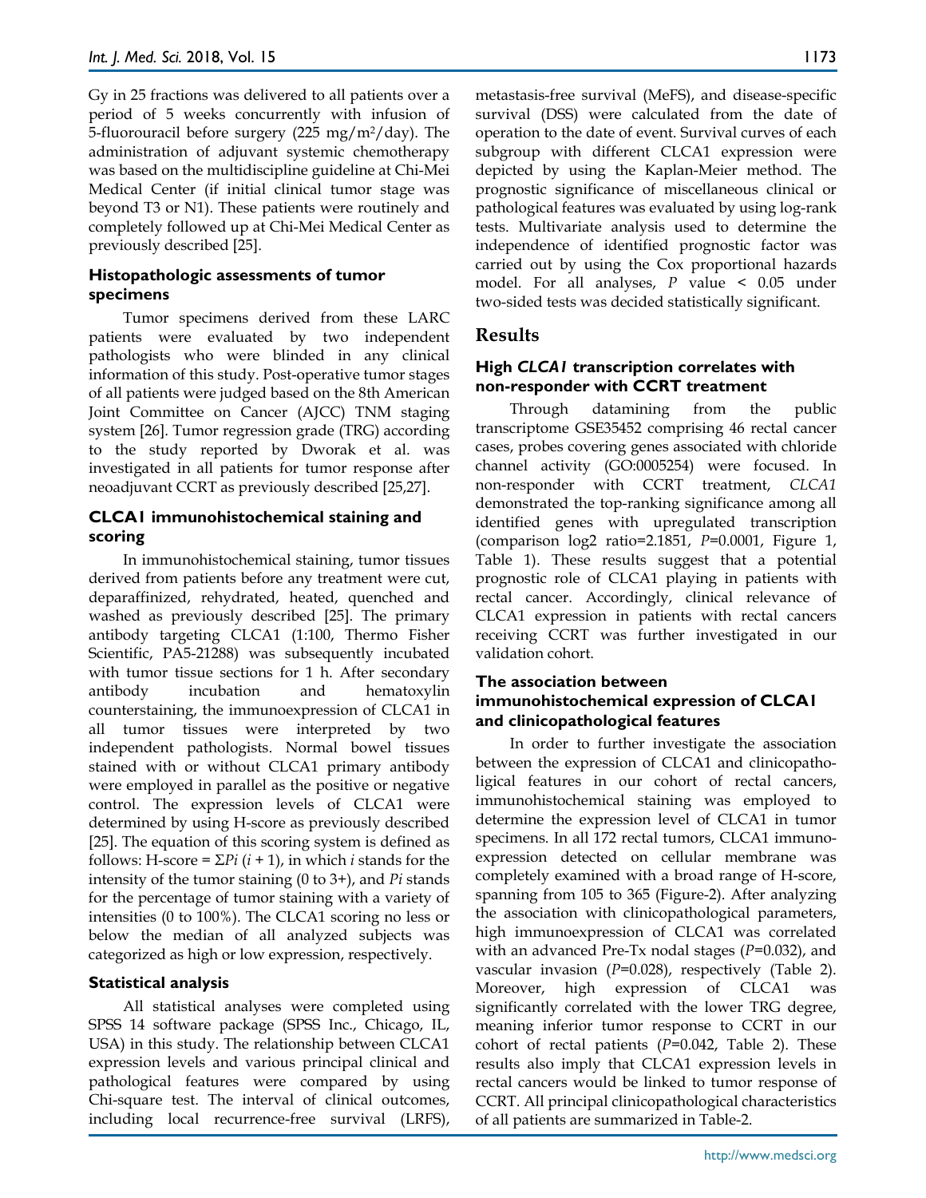Gy in 25 fractions was delivered to all patients over a period of 5 weeks concurrently with infusion of 5-fluorouracil before surgery (225 mg/m$^2$/day). The administration of adjuvant systemic chemotherapy was based on the multidiscipline guideline at Chi-Mei Medical Center (if initial clinical tumor stage was beyond T3 or N1). These patients were routinely and completely followed up at Chi-Mei Medical Center as previously described [25].

### Histopathologic assessments of tumor specimens

Tumor specimens derived from these LARC patients were evaluated by two independent pathologists who were blinded in any clinical information of this study. Post-operative tumor stages of all patients were judged based on the 8th American Joint Committee on Cancer (AJCC) TNM staging system [26]. Tumor regression grade (TRG) according to the study reported by Dworak et al. was investigated in all patients for tumor response after neoadjuvant CCRT as previously described [25,27].

### CLCA1 immunohistochemical staining and scoring

In immunohistochemical staining, tumor tissues derived from patients before any treatment were cut, deparaffinized, rehydrated, heated, quenched and washed as previously described [25]. The primary antibody targeting CLCA1 (1:100, Thermo Fisher Scientific, PA5-21288) was subsequently incubated with tumor tissue sections for 1 h. After secondary antibody incubation and hematoxylin counterstaining, the immunoexpression of CLCA1 in all tumor tissues were interpreted by two independent pathologists. Normal bowel tissues stained with or without CLCA1 primary antibody were employed in parallel as the positive or negative control. The expression levels of CLCA1 were determined by using H-score as previously described [25]. The equation of this scoring system is defined as follows: H-score = $\Sigma Pi\ (i + 1)$, in which $i$ stands for the intensity of the tumor staining (0 to 3+), and $Pi$ stands for the percentage of tumor staining with a variety of intensities (0 to 100%). The CLCA1 scoring no less or below the median of all analyzed subjects was categorized as high or low expression, respectively.

### Statistical analysis

All statistical analyses were completed using SPSS 14 software package (SPSS Inc., Chicago, IL, USA) in this study. The relationship between CLCA1 expression levels and various principal clinical and pathological features were compared by using Chi-square test. The interval of clinical outcomes, including local recurrence-free survival (LRFS), metastasis-free survival (MeFS), and disease-specific survival (DSS) were calculated from the date of operation to the date of event. Survival curves of each subgroup with different CLCA1 expression were depicted by using the Kaplan-Meier method. The prognostic significance of miscellaneous clinical or pathological features was evaluated by using log-rank tests. Multivariate analysis used to determine the independence of identified prognostic factor was carried out by using the Cox proportional hazards model. For all analyses, $P$ value < 0.05 under two-sided tests was decided statistically significant.

## Results

### High *CLCA1* transcription correlates with non-responder with CCRT treatment

Through datamining from the public transcriptome GSE35452 comprising 46 rectal cancer cases, probes covering genes associated with chloride channel activity (GO:0005254) were focused. In non-responder with CCRT treatment, *CLCA1* demonstrated the top-ranking significance among all identified genes with upregulated transcription (comparison log2 ratio=2.1851, $P$=0.0001, Figure 1, Table 1). These results suggest that a potential prognostic role of CLCA1 playing in patients with rectal cancer. Accordingly, clinical relevance of CLCA1 expression in patients with rectal cancers receiving CCRT was further investigated in our validation cohort.

### The association between immunohistochemical expression of CLCA1 and clinicopathological features

In order to further investigate the association between the expression of CLCA1 and clinicopatholigical features in our cohort of rectal cancers, immunohistochemical staining was employed to determine the expression level of CLCA1 in tumor specimens. In all 172 rectal tumors, CLCA1 immunoexpression detected on cellular membrane was completely examined with a broad range of H-score, spanning from 105 to 365 (Figure-2). After analyzing the association with clinicopathological parameters, high immunoexpression of CLCA1 was correlated with an advanced Pre-Tx nodal stages ($P$=0.032), and vascular invasion ($P$=0.028), respectively (Table 2). Moreover, high expression of CLCA1 was significantly correlated with the lower TRG degree, meaning inferior tumor response to CCRT in our cohort of rectal patients ($P$=0.042, Table 2). These results also imply that CLCA1 expression levels in rectal cancers would be linked to tumor response of CCRT. All principal clinicopathological characteristics of all patients are summarized in Table-2.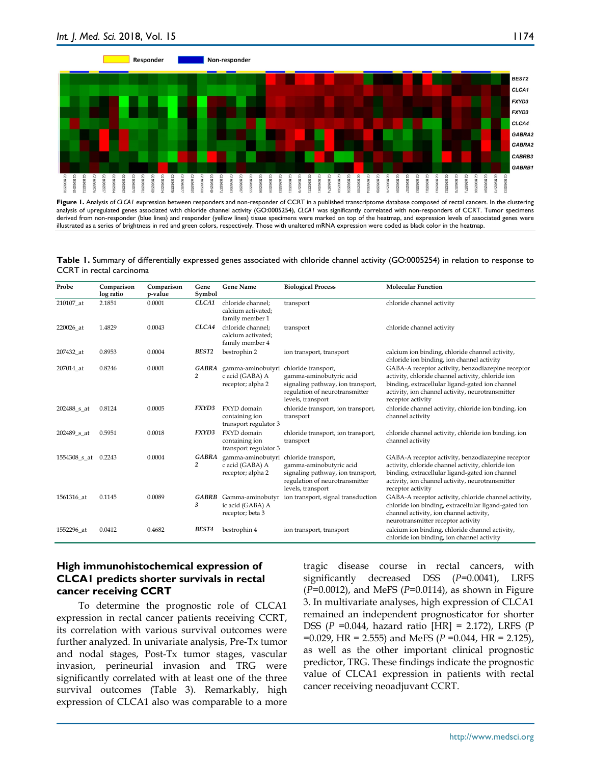**Figure 1.** Analysis of *CLCA1* expression between responders and non-responder of CCRT in a published transcriptome database composed of rectal cancers. In the clustering analysis of upregulated genes associated with chloride channel activity (GO:0005254), *CLCA1* was significantly correlated with non-responders of CCRT. Tumor specimens derived from non-responder (blue lines) and responder (yellow lines) tissue specimens were marked on top of the heatmap, and expression levels of associated genes were illustrated as a series of brightness in red and green colors, respectively. Those with unaltered mRNA expression were coded as black color in the heatmap.

**Table 1.** Summary of differentially expressed genes associated with chloride channel activity (GO:0005254) in relation to response to CCRT in rectal carcinoma

| Probe | Comparison log ratio | Comparison p-value | Gene Symbol | Gene Name | Biological Process | Molecular Function |
|---|---|---|---|---|---|---|
| 210107_at | 2.1851 | 0.0001 | *CLCA1* | chloride channel; calcium activated; family member 1 | transport | chloride channel activity |
| 220026_at | 1.4829 | 0.0043 | *CLCA4* | chloride channel; calcium activated; family member 4 | transport | chloride channel activity |
| 207432_at | 0.8953 | 0.0004 | *BEST2* | bestrophin 2 | ion transport, transport | calcium ion binding, chloride channel activity, chloride ion binding, ion channel activity |
| 207014_at | 0.8246 | 0.0001 | *GABRA2* | gamma-aminobutyric acid (GABA) A receptor; alpha 2 | chloride transport, gamma-aminobutyric acid signaling pathway, ion transport, regulation of neurotransmitter levels, transport | GABA-A receptor activity, benzodiazepine receptor activity, chloride channel activity, chloride ion binding, extracellular ligand-gated ion channel activity, ion channel activity, neurotransmitter receptor activity |
| 202488_s_at | 0.8124 | 0.0005 | *FXYD3* | FXYD domain containing ion transport regulator 3 | chloride transport, ion transport, transport | chloride channel activity, chloride ion binding, ion channel activity |
| 202489_s_at | 0.5951 | 0.0018 | *FXYD3* | FXYD domain containing ion transport regulator 3 | chloride transport, ion transport, transport | chloride channel activity, chloride ion binding, ion channel activity |
| 1554308_s_at | 0.2243 | 0.0004 | *GABRA2* | gamma-aminobutyric acid (GABA) A receptor; alpha 2 | chloride transport, gamma-aminobutyric acid signaling pathway, ion transport, regulation of neurotransmitter levels, transport | GABA-A receptor activity, benzodiazepine receptor activity, chloride channel activity, chloride ion binding, extracellular ligand-gated ion channel activity, ion channel activity, neurotransmitter receptor activity |
| 1561316_at | 0.1145 | 0.0089 | *GABRB3* | Gamma-aminobutyric acid (GABA) A receptor; beta 3 | ion transport, signal transduction | GABA-A receptor activity, chloride channel activity, chloride ion binding, extracellular ligand-gated ion channel activity, ion channel activity, neurotransmitter receptor activity |
| 1552296_at | 0.0412 | 0.4682 | *BEST4* | bestrophin 4 | ion transport, transport | calcium ion binding, chloride channel activity, chloride ion binding, ion channel activity |

### High immunohistochemical expression of CLCA1 predicts shorter survivals in rectal cancer receiving CCRT

To determine the prognostic role of CLCA1 expression in rectal cancer patients receiving CCRT, its correlation with various survival outcomes were further analyzed. In univariate analysis, Pre-Tx tumor and nodal stages, Post-Tx tumor stages, vascular invasion, perineurial invasion and TRG were significantly correlated with at least one of the three survival outcomes (Table 3). Remarkably, high expression of CLCA1 also was comparable to a more tragic disease course in rectal cancers, with significantly decreased DSS ($P$=0.0041), LRFS ($P$=0.0012), and MeFS ($P$=0.0114), as shown in Figure 3. In multivariate analyses, high expression of CLCA1 remained an independent prognosticator for shorter DSS ($P$ =0.044, hazard ratio [HR] = 2.172), LRFS ($P$ =0.029, HR = 2.555) and MeFS ($P$ =0.044, HR = 2.125), as well as the other important clinical prognostic predictor, TRG. These findings indicate the prognostic value of CLCA1 expression in patients with rectal cancer receiving neoadjuvant CCRT.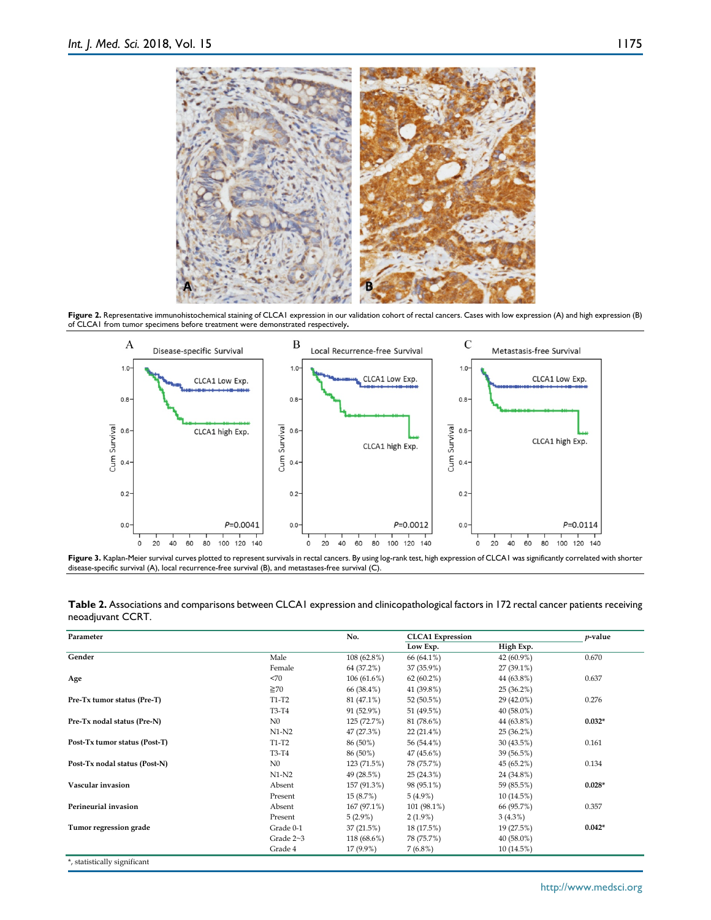**Figure 2.** Representative immunohistochemical staining of CLCA1 expression in our validation cohort of rectal cancers. Cases with low expression (A) and high expression (B) of CLCA1 from tumor specimens before treatment were demonstrated respectively**.**

**Figure 3.** Kaplan-Meier survival curves plotted to represent survivals in rectal cancers. By using log-rank test, high expression of CLCA1 was significantly correlated with shorter disease-specific survival (A), local recurrence-free survival (B), and metastases-free survival (C).

**Table 2.** Associations and comparisons between CLCA1 expression and clinicopathological factors in 172 rectal cancer patients receiving neoadjuvant CCRT.

| Parameter | | No. | CLCA1 Expression | | *p*-value |
|---|---|---|---|---|---|
| | | | Low Exp. | High Exp. | |
| **Gender** | Male | 108 (62.8%) | 66 (64.1%) | 42 (60.9%) | 0.670 |
| | Female | 64 (37.2%) | 37 (35.9%) | 27 (39.1%) | |
| **Age** | <70 | 106 (61.6%) | 62 (60.2%) | 44 (63.8%) | 0.637 |
| | ≧70 | 66 (38.4%) | 41 (39.8%) | 25 (36.2%) | |
| **Pre-Tx tumor status (Pre-T)** | T1-T2 | 81 (47.1%) | 52 (50.5%) | 29 (42.0%) | 0.276 |
| | T3-T4 | 91 (52.9%) | 51 (49.5%) | 40 (58.0%) | |
| **Pre-Tx nodal status (Pre-N)** | N0 | 125 (72.7%) | 81 (78.6%) | 44 (63.8%) | **0.032*** |
| | N1-N2 | 47 (27.3%) | 22 (21.4%) | 25 (36.2%) | |
| **Post-Tx tumor status (Post-T)** | T1-T2 | 86 (50%) | 56 (54.4%) | 30 (43.5%) | 0.161 |
| | T3-T4 | 86 (50%) | 47 (45.6%) | 39 (56.5%) | |
| **Post-Tx nodal status (Post-N)** | N0 | 123 (71.5%) | 78 (75.7%) | 45 (65.2%) | 0.134 |
| | N1-N2 | 49 (28.5%) | 25 (24.3%) | 24 (34.8%) | |
| **Vascular invasion** | Absent | 157 (91.3%) | 98 (95.1%) | 59 (85.5%) | **0.028*** |
| | Present | 15 (8.7%) | 5 (4.9%) | 10 (14.5%) | |
| **Perineurial invasion** | Absent | 167 (97.1%) | 101 (98.1%) | 66 (95.7%) | 0.357 |
| | Present | 5 (2.9%) | 2 (1.9%) | 3 (4.3%) | |
| **Tumor regression grade** | Grade 0-1 | 37 (21.5%) | 18 (17.5%) | 19 (27.5%) | **0.042*** |
| | Grade 2~3 | 118 (68.6%) | 78 (75.7%) | 40 (58.0%) | |
| | Grade 4 | 17 (9.9%) | 7 (6.8%) | 10 (14.5%) | |

*, statistically significant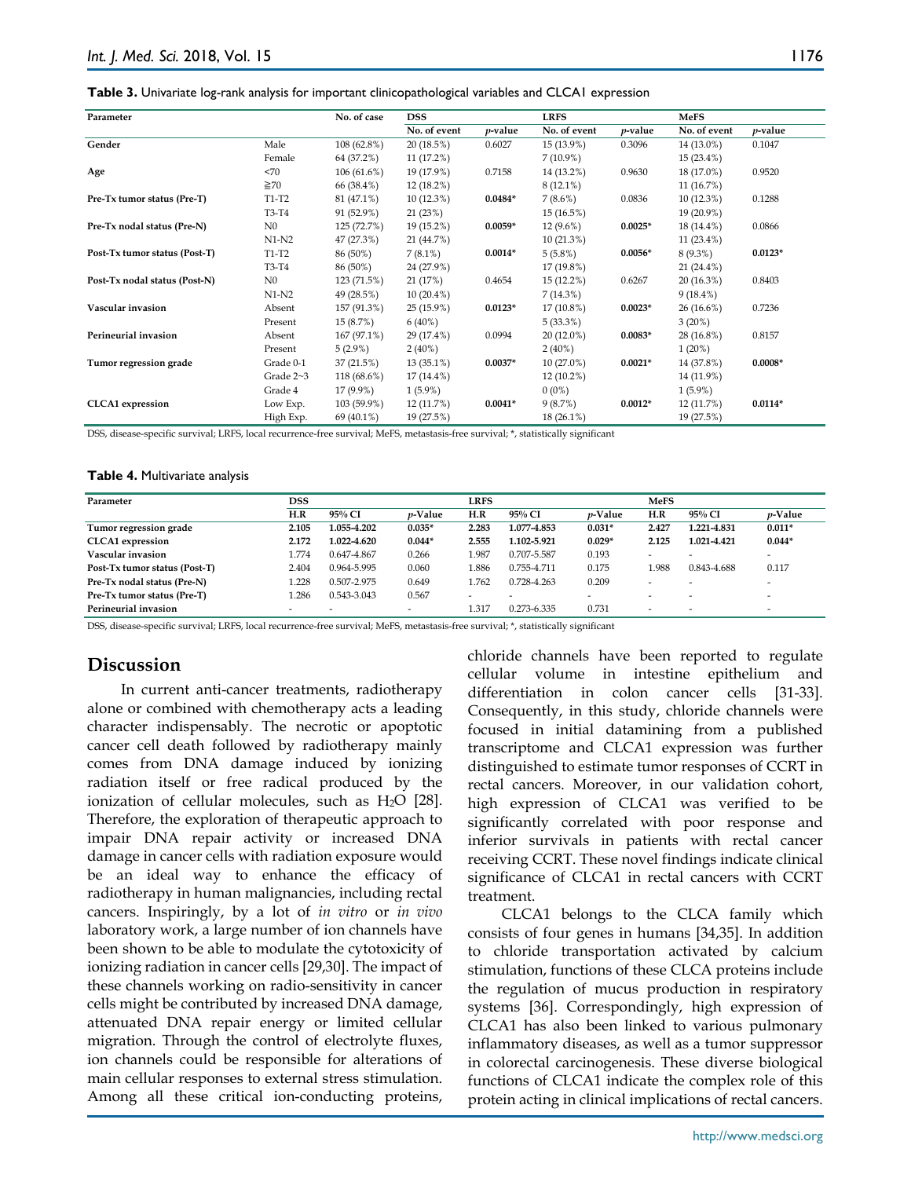**Table 3.** Univariate log-rank analysis for important clinicopathological variables and CLCA1 expression

| Parameter | | No. of case | DSS | | LRFS | | MeFS | |
|---|---|---|---|---|---|---|---|---|
| | | | No. of event | *p*-value | No. of event | *p*-value | No. of event | *p*-value |
| **Gender** | Male | 108 (62.8%) | 20 (18.5%) | 0.6027 | 15 (13.9%) | 0.3096 | 14 (13.0%) | 0.1047 |
| | Female | 64 (37.2%) | 11 (17.2%) | | 7 (10.9%) | | 15 (23.4%) | |
| **Age** | <70 | 106 (61.6%) | 19 (17.9%) | 0.7158 | 14 (13.2%) | 0.9630 | 18 (17.0%) | 0.9520 |
| | ≧70 | 66 (38.4%) | 12 (18.2%) | | 8 (12.1%) | | 11 (16.7%) | |
| **Pre-Tx tumor status (Pre-T)** | T1-T2 | 81 (47.1%) | 10 (12.3%) | **0.0484*** | 7 (8.6%) | 0.0836 | 10 (12.3%) | 0.1288 |
| | T3-T4 | 91 (52.9%) | 21 (23%) | | 15 (16.5%) | | 19 (20.9%) | |
| **Pre-Tx nodal status (Pre-N)** | N0 | 125 (72.7%) | 19 (15.2%) | **0.0059*** | 12 (9.6%) | **0.0025*** | 18 (14.4%) | 0.0866 |
| | N1-N2 | 47 (27.3%) | 21 (44.7%) | | 10 (21.3%) | | 11 (23.4%) | |
| **Post-Tx tumor status (Post-T)** | T1-T2 | 86 (50%) | 7 (8.1%) | **0.0014*** | 5 (5.8%) | **0.0056*** | 8 (9.3%) | **0.0123*** |
| | T3-T4 | 86 (50%) | 24 (27.9%) | | 17 (19.8%) | | 21 (24.4%) | |
| **Post-Tx nodal status (Post-N)** | N0 | 123 (71.5%) | 21 (17%) | 0.4654 | 15 (12.2%) | 0.6267 | 20 (16.3%) | 0.8403 |
| | N1-N2 | 49 (28.5%) | 10 (20.4%) | | 7 (14.3%) | | 9 (18.4%) | |
| **Vascular invasion** | Absent | 157 (91.3%) | 25 (15.9%) | **0.0123*** | 17 (10.8%) | **0.0023*** | 26 (16.6%) | 0.7236 |
| | Present | 15 (8.7%) | 6 (40%) | | 5 (33.3%) | | 3 (20%) | |
| **Perineurial invasion** | Absent | 167 (97.1%) | 29 (17.4%) | 0.0994 | 20 (12.0%) | **0.0083*** | 28 (16.8%) | 0.8157 |
| | Present | 5 (2.9%) | 2 (40%) | | 2 (40%) | | 1 (20%) | |
| **Tumor regression grade** | Grade 0-1 | 37 (21.5%) | 13 (35.1%) | **0.0037*** | 10 (27.0%) | **0.0021*** | 14 (37.8%) | **0.0008*** |
| | Grade 2~3 | 118 (68.6%) | 17 (14.4%) | | 12 (10.2%) | | 14 (11.9%) | |
| | Grade 4 | 17 (9.9%) | 1 (5.9%) | | 0 (0%) | | 1 (5.9%) | |
| **CLCA1 expression** | Low Exp. | 103 (59.9%) | 12 (11.7%) | **0.0041*** | 9 (8.7%) | **0.0012*** | 12 (11.7%) | **0.0114*** |
| | High Exp. | 69 (40.1%) | 19 (27.5%) | | 18 (26.1%) | | 19 (27.5%) | |

DSS, disease-specific survival; LRFS, local recurrence-free survival; MeFS, metastasis-free survival; *, statistically significant

**Table 4.** Multivariate analysis

| Parameter | DSS | | | LRFS | | | MeFS | | |
|---|---|---|---|---|---|---|---|---|---|
| | H.R | 95% CI | *p*-Value | H.R | 95% CI | *p*-Value | H.R | 95% CI | *p*-Value |
| **Tumor regression grade** | **2.105** | **1.055-4.202** | **0.035*** | **2.283** | **1.077-4.853** | **0.031*** | **2.427** | **1.221-4.831** | **0.011*** |
| **CLCA1 expression** | **2.172** | **1.022-4.620** | **0.044*** | **2.555** | **1.102-5.921** | **0.029*** | **2.125** | **1.021-4.421** | **0.044*** |
| **Vascular invasion** | 1.774 | 0.647-4.867 | 0.266 | 1.987 | 0.707-5.587 | 0.193 | - | - | - |
| **Post-Tx tumor status (Post-T)** | 2.404 | 0.964-5.995 | 0.060 | 1.886 | 0.755-4.711 | 0.175 | 1.988 | 0.843-4.688 | 0.117 |
| **Pre-Tx nodal status (Pre-N)** | 1.228 | 0.507-2.975 | 0.649 | 1.762 | 0.728-4.263 | 0.209 | - | - | - |
| **Pre-Tx tumor status (Pre-T)** | 1.286 | 0.543-3.043 | 0.567 | - | - | - | - | - | - |
| **Perineurial invasion** | - | - | - | 1.317 | 0.273-6.335 | 0.731 | - | - | - |

DSS, disease-specific survival; LRFS, local recurrence-free survival; MeFS, metastasis-free survival; *, statistically significant

## Discussion

In current anti-cancer treatments, radiotherapy alone or combined with chemotherapy acts a leading character indispensably. The necrotic or apoptotic cancer cell death followed by radiotherapy mainly comes from DNA damage induced by ionizing radiation itself or free radical produced by the ionization of cellular molecules, such as $H_2O$ [28]. Therefore, the exploration of therapeutic approach to impair DNA repair activity or increased DNA damage in cancer cells with radiation exposure would be an ideal way to enhance the efficacy of radiotherapy in human malignancies, including rectal cancers. Inspiringly, by a lot of *in vitro* or *in vivo* laboratory work, a large number of ion channels have been shown to be able to modulate the cytotoxicity of ionizing radiation in cancer cells [29,30]. The impact of these channels working on radio-sensitivity in cancer cells might be contributed by increased DNA damage, attenuated DNA repair energy or limited cellular migration. Through the control of electrolyte fluxes, ion channels could be responsible for alterations of main cellular responses to external stress stimulation. Among all these critical ion-conducting proteins, chloride channels have been reported to regulate cellular volume in intestine epithelium and differentiation in colon cancer cells [31-33]. Consequently, in this study, chloride channels were focused in initial datamining from a published transcriptome and CLCA1 expression was further distinguished to estimate tumor responses of CCRT in rectal cancers. Moreover, in our validation cohort, high expression of CLCA1 was verified to be significantly correlated with poor response and inferior survivals in patients with rectal cancer receiving CCRT. These novel findings indicate clinical significance of CLCA1 in rectal cancers with CCRT treatment.

CLCA1 belongs to the CLCA family which consists of four genes in humans [34,35]. In addition to chloride transportation activated by calcium stimulation, functions of these CLCA proteins include the regulation of mucus production in respiratory systems [36]. Correspondingly, high expression of CLCA1 has also been linked to various pulmonary inflammatory diseases, as well as a tumor suppressor in colorectal carcinogenesis. These diverse biological functions of CLCA1 indicate the complex role of this protein acting in clinical implications of rectal cancers.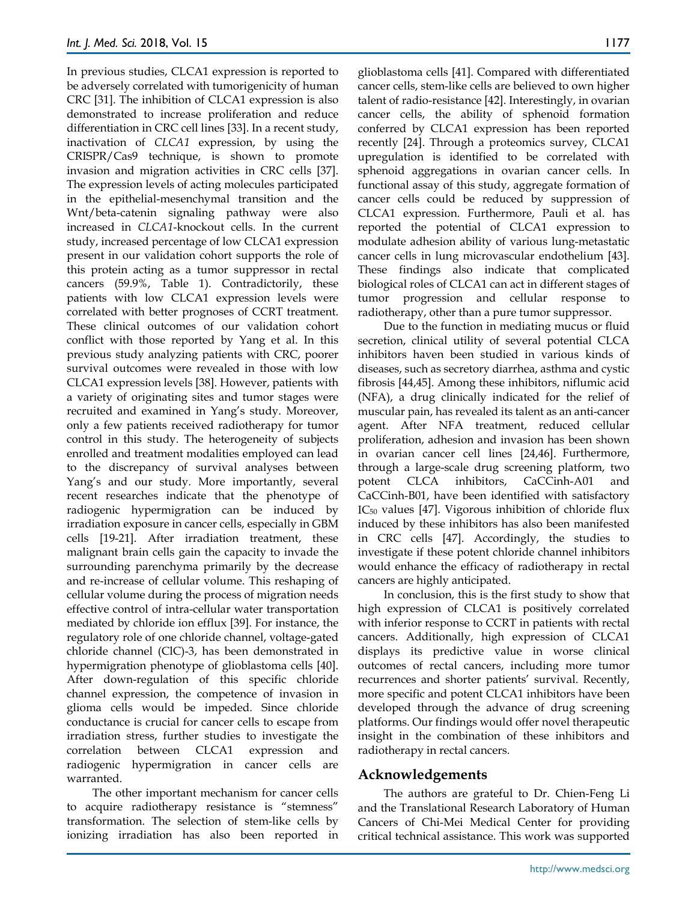In previous studies, CLCA1 expression is reported to be adversely correlated with tumorigenicity of human CRC [31]. The inhibition of CLCA1 expression is also demonstrated to increase proliferation and reduce differentiation in CRC cell lines [33]. In a recent study, inactivation of *CLCA1* expression, by using the CRISPR/Cas9 technique, is shown to promote invasion and migration activities in CRC cells [37]. The expression levels of acting molecules participated in the epithelial-mesenchymal transition and the Wnt/beta-catenin signaling pathway were also increased in *CLCA1*-knockout cells. In the current study, increased percentage of low CLCA1 expression present in our validation cohort supports the role of this protein acting as a tumor suppressor in rectal cancers (59.9%, Table 1). Contradictorily, these patients with low CLCA1 expression levels were correlated with better prognoses of CCRT treatment. These clinical outcomes of our validation cohort conflict with those reported by Yang et al. In this previous study analyzing patients with CRC, poorer survival outcomes were revealed in those with low CLCA1 expression levels [38]. However, patients with a variety of originating sites and tumor stages were recruited and examined in Yang's study. Moreover, only a few patients received radiotherapy for tumor control in this study. The heterogeneity of subjects enrolled and treatment modalities employed can lead to the discrepancy of survival analyses between Yang's and our study. More importantly, several recent researches indicate that the phenotype of radiogenic hypermigration can be induced by irradiation exposure in cancer cells, especially in GBM cells [19-21]. After irradiation treatment, these malignant brain cells gain the capacity to invade the surrounding parenchyma primarily by the decrease and re-increase of cellular volume. This reshaping of cellular volume during the process of migration needs effective control of intra-cellular water transportation mediated by chloride ion efflux [39]. For instance, the regulatory role of one chloride channel, voltage-gated chloride channel (ClC)-3, has been demonstrated in hypermigration phenotype of glioblastoma cells [40]. After down-regulation of this specific chloride channel expression, the competence of invasion in glioma cells would be impeded. Since chloride conductance is crucial for cancer cells to escape from irradiation stress, further studies to investigate the correlation between CLCA1 expression and radiogenic hypermigration in cancer cells are warranted.

The other important mechanism for cancer cells to acquire radiotherapy resistance is "stemness" transformation. The selection of stem-like cells by ionizing irradiation has also been reported in glioblastoma cells [41]. Compared with differentiated cancer cells, stem-like cells are believed to own higher talent of radio-resistance [42]. Interestingly, in ovarian cancer cells, the ability of sphenoid formation conferred by CLCA1 expression has been reported recently [24]. Through a proteomics survey, CLCA1 upregulation is identified to be correlated with sphenoid aggregations in ovarian cancer cells. In functional assay of this study, aggregate formation of cancer cells could be reduced by suppression of CLCA1 expression. Furthermore, Pauli et al. has reported the potential of CLCA1 expression to modulate adhesion ability of various lung-metastatic cancer cells in lung microvascular endothelium [43]. These findings also indicate that complicated biological roles of CLCA1 can act in different stages of tumor progression and cellular response to radiotherapy, other than a pure tumor suppressor.

Due to the function in mediating mucus or fluid secretion, clinical utility of several potential CLCA inhibitors haven been studied in various kinds of diseases, such as secretory diarrhea, asthma and cystic fibrosis [44,45]. Among these inhibitors, niflumic acid (NFA), a drug clinically indicated for the relief of muscular pain, has revealed its talent as an anti-cancer agent. After NFA treatment, reduced cellular proliferation, adhesion and invasion has been shown in ovarian cancer cell lines [24,46]. Furthermore, through a large-scale drug screening platform, two potent CLCA inhibitors, CaCCinh-A01 and CaCCinh-B01, have been identified with satisfactory $IC_{50}$ values [47]. Vigorous inhibition of chloride flux induced by these inhibitors has also been manifested in CRC cells [47]. Accordingly, the studies to investigate if these potent chloride channel inhibitors would enhance the efficacy of radiotherapy in rectal cancers are highly anticipated.

In conclusion, this is the first study to show that high expression of CLCA1 is positively correlated with inferior response to CCRT in patients with rectal cancers. Additionally, high expression of CLCA1 displays its predictive value in worse clinical outcomes of rectal cancers, including more tumor recurrences and shorter patients' survival. Recently, more specific and potent CLCA1 inhibitors have been developed through the advance of drug screening platforms. Our findings would offer novel therapeutic insight in the combination of these inhibitors and radiotherapy in rectal cancers.

## Acknowledgements

The authors are grateful to Dr. Chien-Feng Li and the Translational Research Laboratory of Human Cancers of Chi-Mei Medical Center for providing critical technical assistance. This work was supported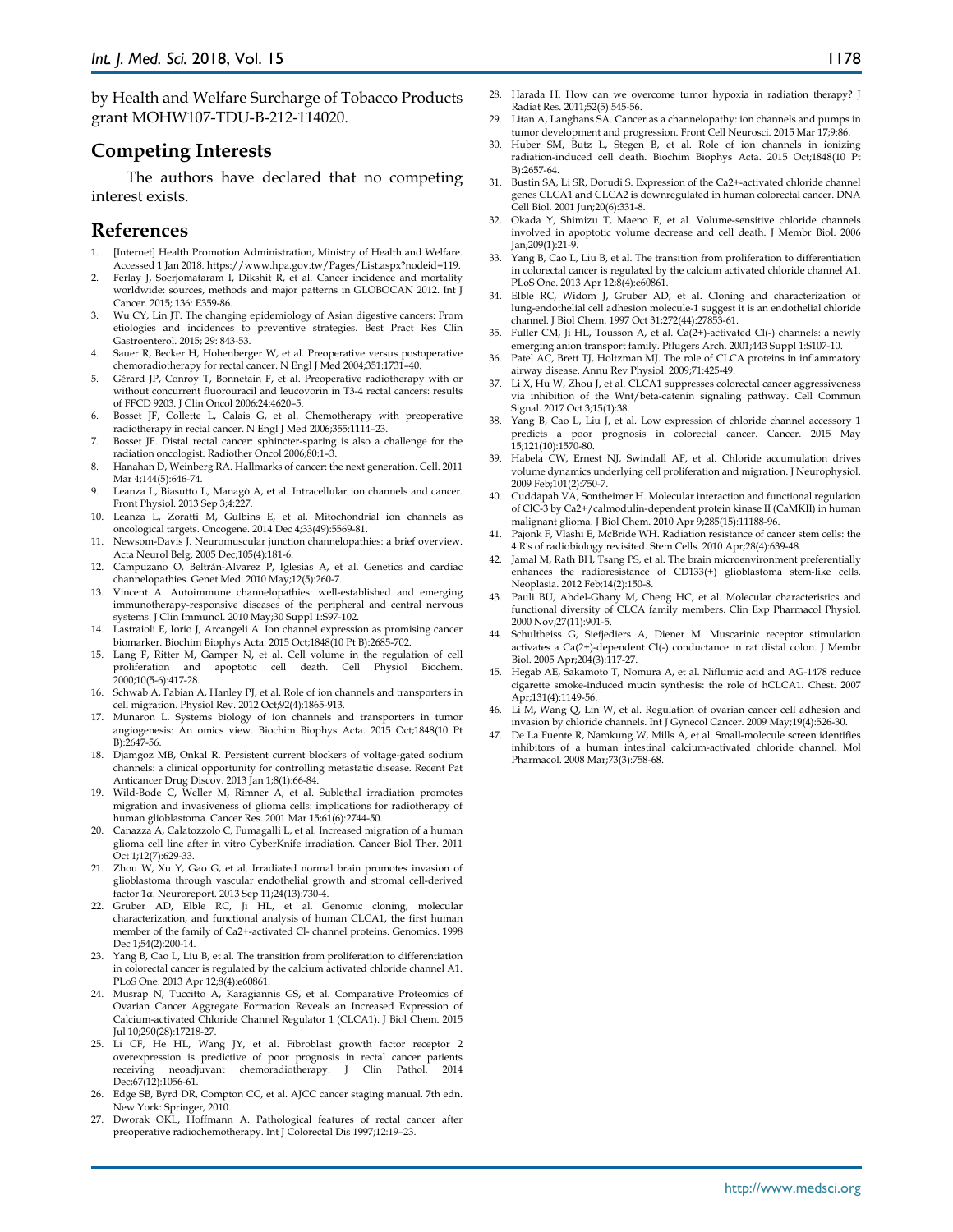by Health and Welfare Surcharge of Tobacco Products grant MOHW107-TDU-B-212-114020.

## Competing Interests

The authors have declared that no competing interest exists.

## References

1. [Internet] Health Promotion Administration, Ministry of Health and Welfare. Accessed 1 Jan 2018. https://www.hpa.gov.tw/Pages/List.aspx?nodeid=119.
2. Ferlay J, Soerjomataram I, Dikshit R, et al. Cancer incidence and mortality worldwide: sources, methods and major patterns in GLOBOCAN 2012. Int J Cancer. 2015; 136: E359-86.
3. Wu CY, Lin JT. The changing epidemiology of Asian digestive cancers: From etiologies and incidences to preventive strategies. Best Pract Res Clin Gastroenterol. 2015; 29: 843-53.
4. Sauer R, Becker H, Hohenberger W, et al. Preoperative versus postoperative chemoradiotherapy for rectal cancer. N Engl J Med 2004;351:1731–40.
5. Gérard JP, Conroy T, Bonnetain F, et al. Preoperative radiotherapy with or without concurrent fluorouracil and leucovorin in T3-4 rectal cancers: results of FFCD 9203. J Clin Oncol 2006;24:4620–5.
6. Bosset JF, Collette L, Calais G, et al. Chemotherapy with preoperative radiotherapy in rectal cancer. N Engl J Med 2006;355:1114–23.
7. Bosset JF. Distal rectal cancer: sphincter-sparing is also a challenge for the radiation oncologist. Radiother Oncol 2006;80:1–3.
8. Hanahan D, Weinberg RA. Hallmarks of cancer: the next generation. Cell. 2011 Mar 4;144(5):646-74.
9. Leanza L, Biasutto L, Managò A, et al. Intracellular ion channels and cancer. Front Physiol. 2013 Sep 3;4:227.
10. Leanza L, Zoratti M, Gulbins E, et al. Mitochondrial ion channels as oncological targets. Oncogene. 2014 Dec 4;33(49):5569-81.
11. Newsom-Davis J. Neuromuscular junction channelopathies: a brief overview. Acta Neurol Belg. 2005 Dec;105(4):181-6.
12. Campuzano O, Beltrán-Alvarez P, Iglesias A, et al. Genetics and cardiac channelopathies. Genet Med. 2010 May;12(5):260-7.
13. Vincent A. Autoimmune channelopathies: well-established and emerging immunotherapy-responsive diseases of the peripheral and central nervous systems. J Clin Immunol. 2010 May;30 Suppl 1:S97-102.
14. Lastraioli E, Iorio J, Arcangeli A. Ion channel expression as promising cancer biomarker. Biochim Biophys Acta. 2015 Oct;1848(10 Pt B):2685-702.
15. Lang F, Ritter M, Gamper N, et al. Cell volume in the regulation of cell proliferation and apoptotic cell death. Cell Physiol Biochem. 2000;10(5-6):417-28.
16. Schwab A, Fabian A, Hanley PJ, et al. Role of ion channels and transporters in cell migration. Physiol Rev. 2012 Oct;92(4):1865-913.
17. Munaron L. Systems biology of ion channels and transporters in tumor angiogenesis: An omics view. Biochim Biophys Acta. 2015 Oct;1848(10 Pt B):2647-56.
18. Djamgoz MB, Onkal R. Persistent current blockers of voltage-gated sodium channels: a clinical opportunity for controlling metastatic disease. Recent Pat Anticancer Drug Discov. 2013 Jan 1;8(1):66-84.
19. Wild-Bode C, Weller M, Rimner A, et al. Sublethal irradiation promotes migration and invasiveness of glioma cells: implications for radiotherapy of human glioblastoma. Cancer Res. 2001 Mar 15;61(6):2744-50.
20. Canazza A, Calatozzolo C, Fumagalli L, et al. Increased migration of a human glioma cell line after in vitro CyberKnife irradiation. Cancer Biol Ther. 2011 Oct 1;12(7):629-33.
21. Zhou W, Xu Y, Gao G, et al. Irradiated normal brain promotes invasion of glioblastoma through vascular endothelial growth and stromal cell-derived factor 1α. Neuroreport. 2013 Sep 11;24(13):730-4.
22. Gruber AD, Elble RC, Ji HL, et al. Genomic cloning, molecular characterization, and functional analysis of human CLCA1, the first human member of the family of Ca2+-activated Cl- channel proteins. Genomics. 1998 Dec 1;54(2):200-14.
23. Yang B, Cao L, Liu B, et al. The transition from proliferation to differentiation in colorectal cancer is regulated by the calcium activated chloride channel A1. PLoS One. 2013 Apr 12;8(4):e60861.
24. Musrap N, Tuccitto A, Karagiannis GS, et al. Comparative Proteomics of Ovarian Cancer Aggregate Formation Reveals an Increased Expression of Calcium-activated Chloride Channel Regulator 1 (CLCA1). J Biol Chem. 2015 Jul 10;290(28):17218-27.
25. Li CF, He HL, Wang JY, et al. Fibroblast growth factor receptor 2 overexpression is predictive of poor prognosis in rectal cancer patients receiving neoadjuvant chemoradiotherapy. J Clin Pathol. 2014 Dec;67(12):1056-61.
26. Edge SB, Byrd DR, Compton CC, et al. AJCC cancer staging manual. 7th edn. New York: Springer, 2010.
27. Dworak OKL, Hoffmann A. Pathological features of rectal cancer after preoperative radiochemotherapy. Int J Colorectal Dis 1997;12:19–23.
28. Harada H. How can we overcome tumor hypoxia in radiation therapy? J Radiat Res. 2011;52(5):545-56.
29. Litan A, Langhans SA. Cancer as a channelopathy: ion channels and pumps in tumor development and progression. Front Cell Neurosci. 2015 Mar 17;9:86.
30. Huber SM, Butz L, Stegen B, et al. Role of ion channels in ionizing radiation-induced cell death. Biochim Biophys Acta. 2015 Oct;1848(10 Pt B):2657-64.
31. Bustin SA, Li SR, Dorudi S. Expression of the Ca2+-activated chloride channel genes CLCA1 and CLCA2 is downregulated in human colorectal cancer. DNA Cell Biol. 2001 Jun;20(6):331-8.
32. Okada Y, Shimizu T, Maeno E, et al. Volume-sensitive chloride channels involved in apoptotic volume decrease and cell death. J Membr Biol. 2006 Jan;209(1):21-9.
33. Yang B, Cao L, Liu B, et al. The transition from proliferation to differentiation in colorectal cancer is regulated by the calcium activated chloride channel A1. PLoS One. 2013 Apr 12;8(4):e60861.
34. Elble RC, Widom J, Gruber AD, et al. Cloning and characterization of lung-endothelial cell adhesion molecule-1 suggest it is an endothelial chloride channel. J Biol Chem. 1997 Oct 31;272(44):27853-61.
35. Fuller CM, Ji HL, Tousson A, et al. Ca(2+)-activated Cl(-) channels: a newly emerging anion transport family. Pflugers Arch. 2001;443 Suppl 1:S107-10.
36. Patel AC, Brett TJ, Holtzman MJ. The role of CLCA proteins in inflammatory airway disease. Annu Rev Physiol. 2009;71:425-49.
37. Li X, Hu W, Zhou J, et al. CLCA1 suppresses colorectal cancer aggressiveness via inhibition of the Wnt/beta-catenin signaling pathway. Cell Commun Signal. 2017 Oct 3;15(1):38.
38. Yang B, Cao L, Liu J, et al. Low expression of chloride channel accessory 1 predicts a poor prognosis in colorectal cancer. Cancer. 2015 May 15;121(10):1570-80.
39. Habela CW, Ernest NJ, Swindall AF, et al. Chloride accumulation drives volume dynamics underlying cell proliferation and migration. J Neurophysiol. 2009 Feb;101(2):750-7.
40. Cuddapah VA, Sontheimer H. Molecular interaction and functional regulation of ClC-3 by Ca2+/calmodulin-dependent protein kinase II (CaMKII) in human malignant glioma. J Biol Chem. 2010 Apr 9;285(15):11188-96.
41. Pajonk F, Vlashi E, McBride WH. Radiation resistance of cancer stem cells: the 4 R's of radiobiology revisited. Stem Cells. 2010 Apr;28(4):639-48.
42. Jamal M, Rath BH, Tsang PS, et al. The brain microenvironment preferentially enhances the radioresistance of CD133(+) glioblastoma stem-like cells. Neoplasia. 2012 Feb;14(2):150-8.
43. Pauli BU, Abdel-Ghany M, Cheng HC, et al. Molecular characteristics and functional diversity of CLCA family members. Clin Exp Pharmacol Physiol. 2000 Nov;27(11):901-5.
44. Schultheiss G, Siefjediers A, Diener M. Muscarinic receptor stimulation activates a Ca(2+)-dependent Cl(-) conductance in rat distal colon. J Membr Biol. 2005 Apr;204(3):117-27.
45. Hegab AE, Sakamoto T, Nomura A, et al. Niflumic acid and AG-1478 reduce cigarette smoke-induced mucin synthesis: the role of hCLCA1. Chest. 2007 Apr;131(4):1149-56.
46. Li M, Wang Q, Lin W, et al. Regulation of ovarian cancer cell adhesion and invasion by chloride channels. Int J Gynecol Cancer. 2009 May;19(4):526-30.
47. De La Fuente R, Namkung W, Mills A, et al. Small-molecule screen identifies inhibitors of a human intestinal calcium-activated chloride channel. Mol Pharmacol. 2008 Mar;73(3):758-68.